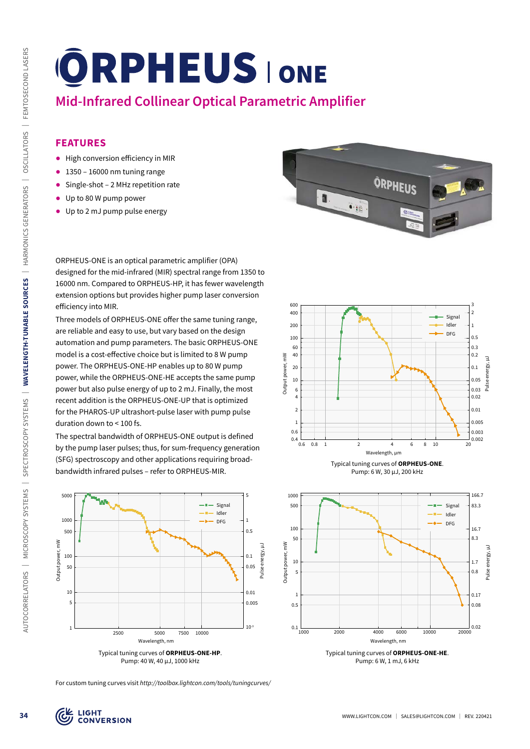# ORPHEUS | ONE

## Mid-Infrared Collinear Optical Parametric Amplifier

### FEATURES

- High conversion efficiency in MIR
- 1350 – 16000 nm tuning range
- Single-shot – 2 MHz repetition rate
- Up to 80 W pump power
- Up to 2 mJ pump pulse energy

ORPHEUS-ONE is an optical parametric amplifier (OPA) designed for the mid-infrared (MIR) spectral range from 1350 to 16000 nm. Compared to ORPHEUS-HP, it has fewer wavelength extension options but provides higher pump laser conversion efficiency into MIR.

Three models of ORPHEUS-ONE offer the same tuning range, are reliable and easy to use, but vary based on the design automation and pump parameters. The basic ORPHEUS-ONE model is a cost-effective choice but is limited to 8 W pump power. The ORPHEUS-ONE-HP enables up to 80 W pump power, while the ORPHEUS-ONE-HE accepts the same pump power but also pulse energy of up to 2 mJ. Finally, the most recent addition is the ORPHEUS-ONE-UP that is optimized for the PHAROS-UP ultrashort-pulse laser with pump pulse duration down to < 100 fs.

The spectral bandwidth of ORPHEUS-ONE output is defined by the pump laser pulses; thus, for sum-frequency generation (SFG) spectroscopy and other applications requiring broad-bandwidth infrared pulses – refer to ORPHEUS-MIR.

Typical tuning curves of **ORPHEUS-ONE**.
Pump: 6 W, 30 µJ, 200 kHz

Typical tuning curves of **ORPHEUS-ONE-HP**.
Pump: 40 W, 40 µJ, 1000 kHz

Typical tuning curves of **ORPHEUS-ONE-HE**.
Pump: 6 W, 1 mJ, 6 kHz

For custom tuning curves visit *http://toolbox.lightcon.com/tools/tuningcurves/*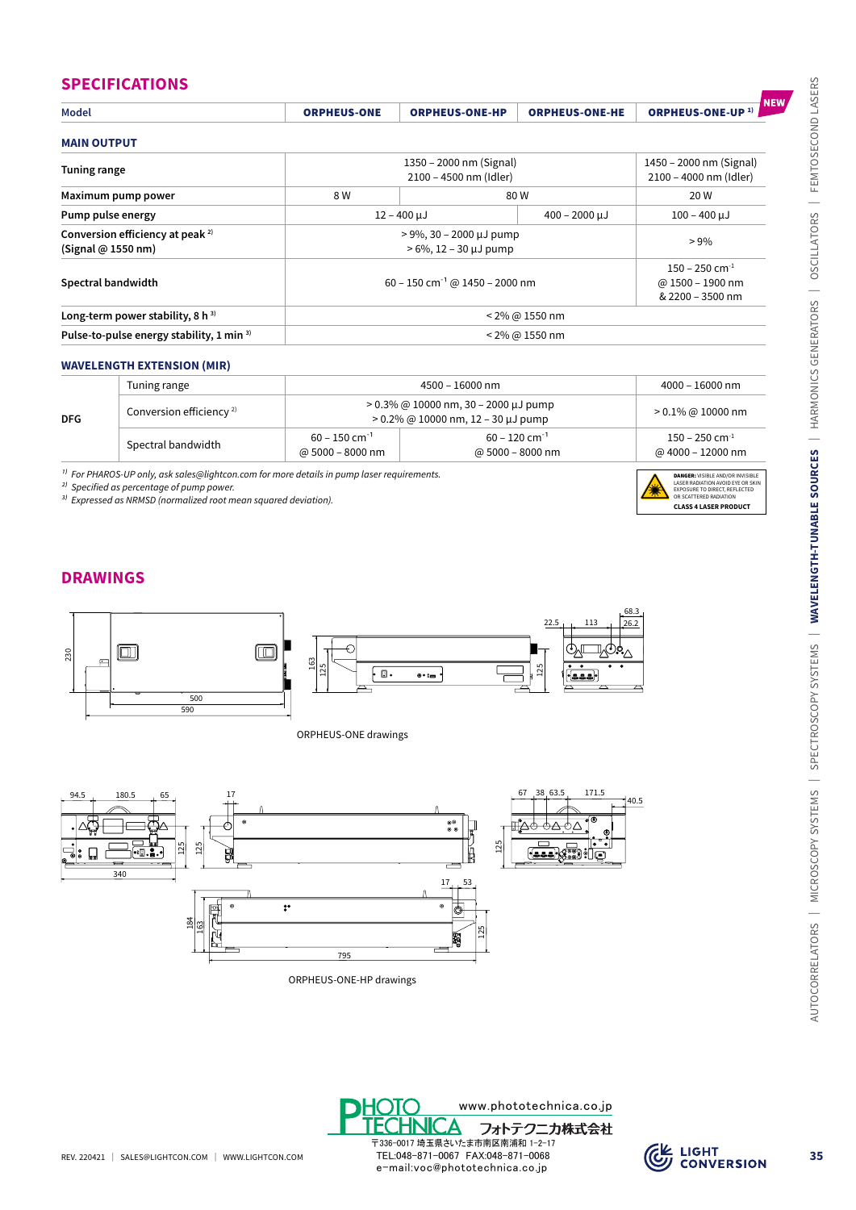## SPECIFICATIONS

| Model | ORPHEUS-ONE | ORPHEUS-ONE-HP | ORPHEUS-ONE-HE | ORPHEUS-ONE-UP [1] NEW |
|---|---|---|---|---|
| **MAIN OUTPUT** | | | | |
| Tuning range | 1350 – 2000 nm (Signal) 2100 – 4500 nm (Idler) | | | 1450 – 2000 nm (Signal) 2100 – 4000 nm (Idler) |
| Maximum pump power | 8 W | 80 W | | 20 W |
| Pump pulse energy | 12 – 400 µJ | | 400 – 2000 µJ | 100 – 400 µJ |
| Conversion efficiency at peak [2] (Signal @ 1550 nm) | > 9%, 30 – 2000 µJ pump > 6%, 12 – 30 µJ pump | | | > 9% |
| Spectral bandwidth | 60 – 150 $cm^{-1}$ @ 1450 – 2000 nm | | | 150 – 250 $cm^{-1}$ @ 1500 – 1900 nm & 2200 – 3500 nm |
| Long-term power stability, 8 h [3] | < 2% @ 1550 nm | | | |
| Pulse-to-pulse energy stability, 1 min [3] | < 2% @ 1550 nm | | | |

### WAVELENGTH EXTENSION (MIR)

| | | | | |
|---|---|---|---|---|
| DFG | Tuning range | 4500 – 16000 nm | | 4000 – 16000 nm |
| | Conversion efficiency [2] | > 0.3% @ 10000 nm, 30 – 2000 µJ pump > 0.2% @ 10000 nm, 12 – 30 µJ pump | | > 0.1% @ 10000 nm |
| | Spectral bandwidth | 60 – 150 $cm^{-1}$ @ 5000 – 8000 nm | 60 – 120 $cm^{-1}$ @ 5000 – 8000 nm | 150 – 250 $cm^{-1}$ @ 4000 – 12000 nm |

[1] *For PHAROS-UP only, ask sales@lightcon.com for more details in pump laser requirements.*
[2] *Specified as percentage of pump power.*
[3] *Expressed as NRMSD (normalized root mean squared deviation).*

DANGER: VISIBLE AND/OR INVISIBLE LASER RADIATION AVOID EYE OR SKIN EXPOSURE TO DIRECT, REFLECTED OR SCATTERED RADIATION
CLASS 4 LASER PRODUCT

## DRAWINGS

230
500
590
163
125
125
22.5
113
68.3
26.2

ORPHEUS-ONE drawings

94.5
180.5
65
340
125
17
125
67
38
63.5
171.5
40.5
125
184
163
17
53
125
795

ORPHEUS-ONE-HP drawings

www.phototechnica.co.jp
PHOTO TECHNICA
フォトテクニカ株式会社
〒336-0017 埼玉県さいたま市南区南浦和 1-2-17
TEL:048-871-0067 FAX:048-871-0068
e-mail:voc@phototechnica.co.jp

REV. 220421 | SALES@LIGHTCON.COM | WWW.LIGHTCON.COM

LIGHT CONVERSION